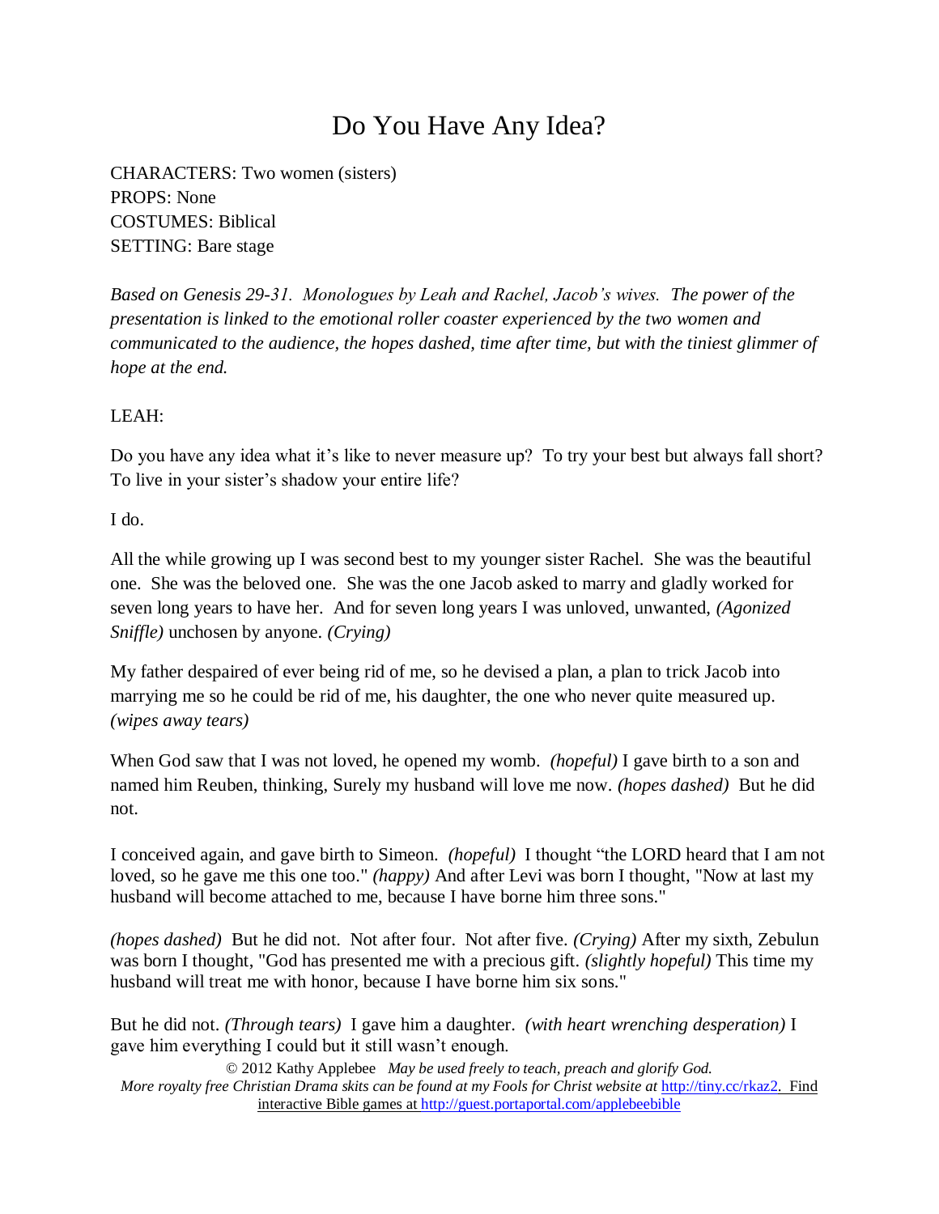# Do You Have Any Idea?

CHARACTERS: Two women (sisters)
PROPS: None
COSTUMES: Biblical
SETTING: Bare stage

*Based on Genesis 29-31. Monologues by Leah and Rachel, Jacob's wives. The power of the presentation is linked to the emotional roller coaster experienced by the two women and communicated to the audience, the hopes dashed, time after time, but with the tiniest glimmer of hope at the end.*

LEAH:

Do you have any idea what it's like to never measure up? To try your best but always fall short? To live in your sister's shadow your entire life?

I do.

All the while growing up I was second best to my younger sister Rachel. She was the beautiful one. She was the beloved one. She was the one Jacob asked to marry and gladly worked for seven long years to have her. And for seven long years I was unloved, unwanted, *(Agonized Sniffle)* unchosen by anyone. *(Crying)*

My father despaired of ever being rid of me, so he devised a plan, a plan to trick Jacob into marrying me so he could be rid of me, his daughter, the one who never quite measured up. *(wipes away tears)*

When God saw that I was not loved, he opened my womb. *(hopeful)* I gave birth to a son and named him Reuben, thinking, Surely my husband will love me now. *(hopes dashed)* But he did not.

I conceived again, and gave birth to Simeon. *(hopeful)* I thought "the LORD heard that I am not loved, so he gave me this one too." *(happy)* And after Levi was born I thought, "Now at last my husband will become attached to me, because I have borne him three sons."

*(hopes dashed)* But he did not. Not after four. Not after five. *(Crying)* After my sixth, Zebulun was born I thought, "God has presented me with a precious gift. *(slightly hopeful)* This time my husband will treat me with honor, because I have borne him six sons."

But he did not. *(Through tears)* I gave him a daughter. *(with heart wrenching desperation)* I gave him everything I could but it still wasn't enough.

© 2012 Kathy Applebee *May be used freely to teach, preach and glorify God.*
*More royalty free Christian Drama skits can be found at my Fools for Christ website at* http://tiny.cc/rkaz2. Find interactive Bible games at http://guest.portaportal.com/applebeebible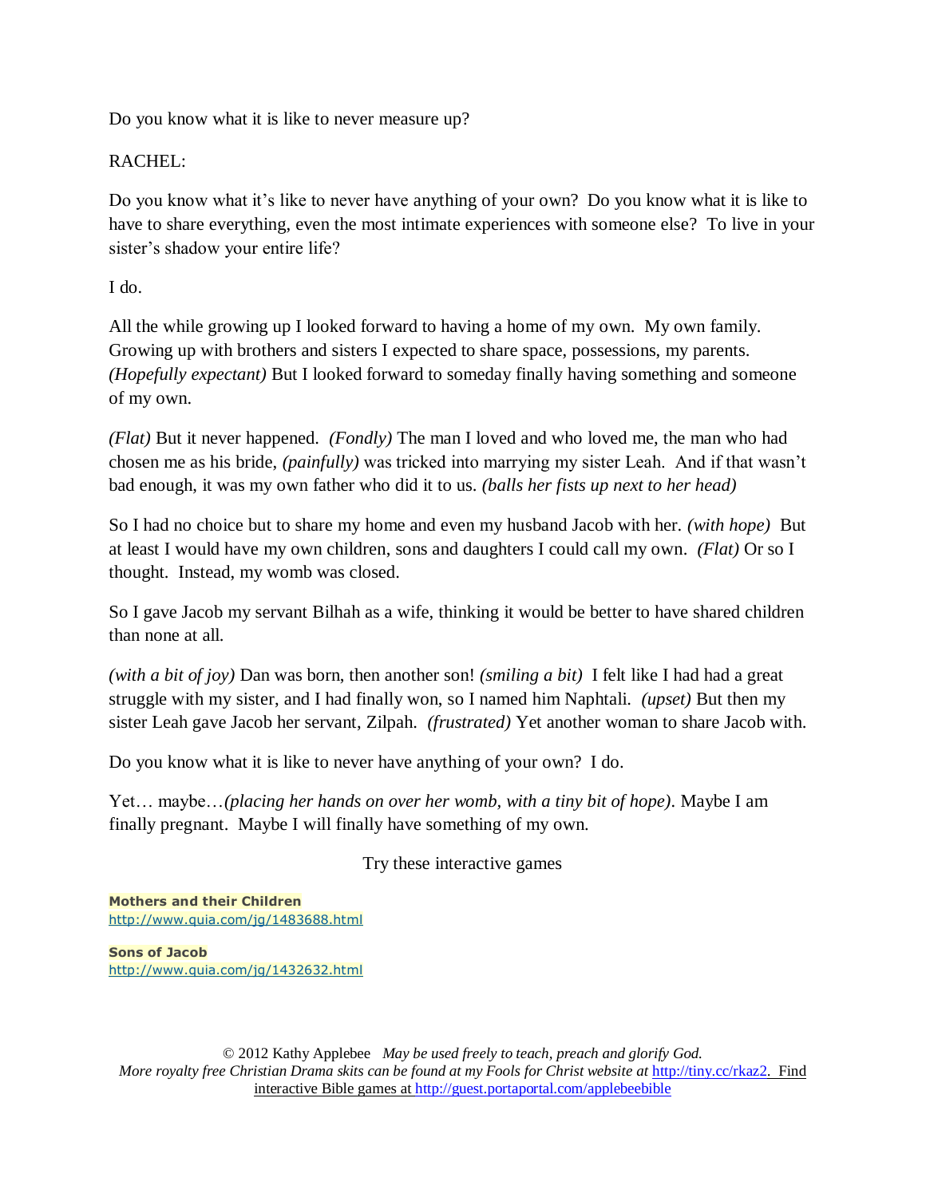Do you know what it is like to never measure up?

RACHEL:

Do you know what it's like to never have anything of your own? Do you know what it is like to have to share everything, even the most intimate experiences with someone else? To live in your sister's shadow your entire life?

I do.

All the while growing up I looked forward to having a home of my own. My own family. Growing up with brothers and sisters I expected to share space, possessions, my parents. *(Hopefully expectant)* But I looked forward to someday finally having something and someone of my own.

*(Flat)* But it never happened. *(Fondly)* The man I loved and who loved me, the man who had chosen me as his bride, *(painfully)* was tricked into marrying my sister Leah. And if that wasn't bad enough, it was my own father who did it to us. *(balls her fists up next to her head)*

So I had no choice but to share my home and even my husband Jacob with her. *(with hope)* But at least I would have my own children, sons and daughters I could call my own. *(Flat)* Or so I thought. Instead, my womb was closed.

So I gave Jacob my servant Bilhah as a wife, thinking it would be better to have shared children than none at all.

*(with a bit of joy)* Dan was born, then another son! *(smiling a bit)* I felt like I had had a great struggle with my sister, and I had finally won, so I named him Naphtali. *(upset)* But then my sister Leah gave Jacob her servant, Zilpah. *(frustrated)* Yet another woman to share Jacob with.

Do you know what it is like to never have anything of your own? I do.

Yet… maybe…*(placing her hands on over her womb, with a tiny bit of hope)*. Maybe I am finally pregnant. Maybe I will finally have something of my own.

Try these interactive games

**Mothers and their Children**
http://www.quia.com/jg/1483688.html

**Sons of Jacob**
http://www.quia.com/jg/1432632.html

© 2012 Kathy Applebee *May be used freely to teach, preach and glorify God.*
*More royalty free Christian Drama skits can be found at my Fools for Christ website at* http://tiny.cc/rkaz2. Find interactive Bible games at http://guest.portaportal.com/applebeebible